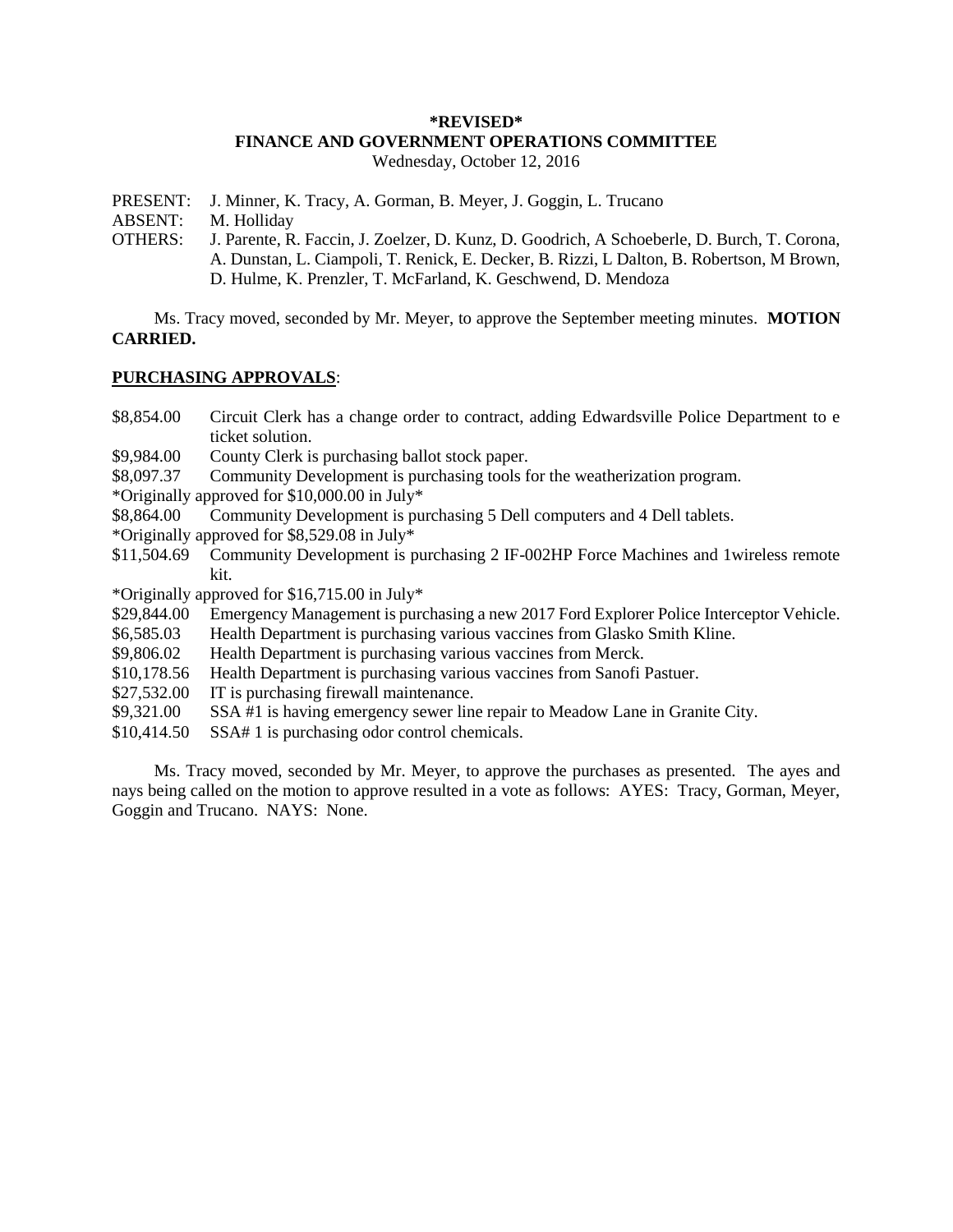**\*REVISED\***

**FINANCE AND GOVERNMENT OPERATIONS COMMITTEE**

Wednesday, October 12, 2016

PRESENT: J. Minner, K. Tracy, A. Gorman, B. Meyer, J. Goggin, L. Trucano

ABSENT: M. Holliday

OTHERS: J. Parente, R. Faccin, J. Zoelzer, D. Kunz, D. Goodrich, A Schoeberle, D. Burch, T. Corona, A. Dunstan, L. Ciampoli, T. Renick, E. Decker, B. Rizzi, L Dalton, B. Robertson, M Brown, D. Hulme, K. Prenzler, T. McFarland, K. Geschwend, D. Mendoza

Ms. Tracy moved, seconded by Mr. Meyer, to approve the September meeting minutes. **MOTION CARRIED.**

**PURCHASING APPROVALS**:

$8,854.00 Circuit Clerk has a change order to contract, adding Edwardsville Police Department to e ticket solution.

$9,984.00 County Clerk is purchasing ballot stock paper.

$8,097.37 Community Development is purchasing tools for the weatherization program.

*Originally approved for $10,000.00 in July*

$8,864.00 Community Development is purchasing 5 Dell computers and 4 Dell tablets.

*Originally approved for $8,529.08 in July*

$11,504.69 Community Development is purchasing 2 IF-002HP Force Machines and 1wireless remote kit.

*Originally approved for $16,715.00 in July*

$29,844.00 Emergency Management is purchasing a new 2017 Ford Explorer Police Interceptor Vehicle.

$6,585.03 Health Department is purchasing various vaccines from Glasko Smith Kline.

$9,806.02 Health Department is purchasing various vaccines from Merck.

$10,178.56 Health Department is purchasing various vaccines from Sanofi Pastuer.

$27,532.00 IT is purchasing firewall maintenance.

$9,321.00 SSA #1 is having emergency sewer line repair to Meadow Lane in Granite City.

$10,414.50 SSA# 1 is purchasing odor control chemicals.

Ms. Tracy moved, seconded by Mr. Meyer, to approve the purchases as presented. The ayes and nays being called on the motion to approve resulted in a vote as follows: AYES: Tracy, Gorman, Meyer, Goggin and Trucano. NAYS: None.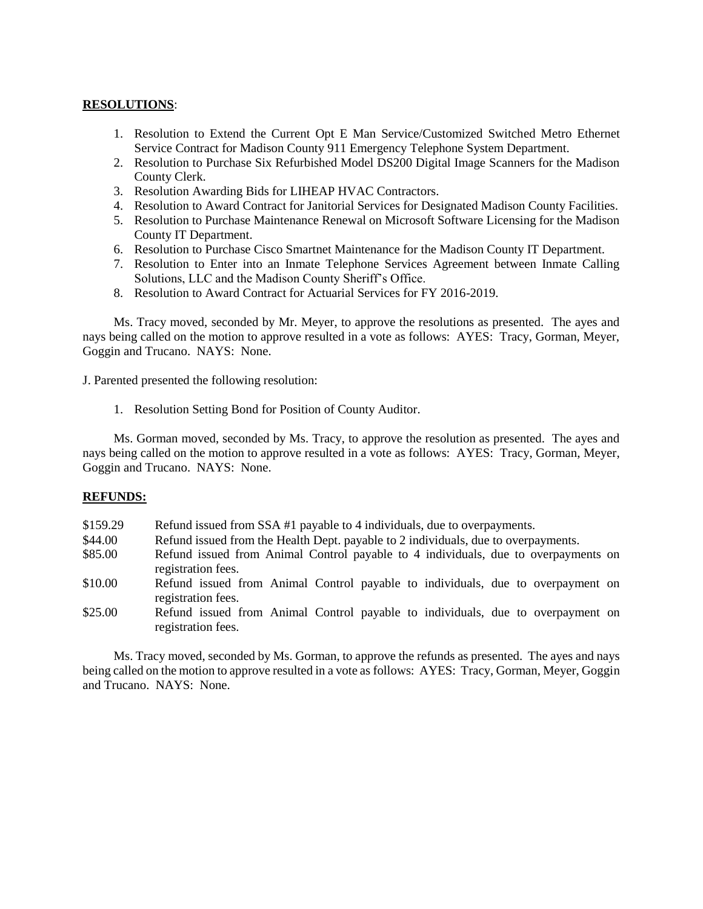**RESOLUTIONS**:

1. Resolution to Extend the Current Opt E Man Service/Customized Switched Metro Ethernet Service Contract for Madison County 911 Emergency Telephone System Department.
2. Resolution to Purchase Six Refurbished Model DS200 Digital Image Scanners for the Madison County Clerk.
3. Resolution Awarding Bids for LIHEAP HVAC Contractors.
4. Resolution to Award Contract for Janitorial Services for Designated Madison County Facilities.
5. Resolution to Purchase Maintenance Renewal on Microsoft Software Licensing for the Madison County IT Department.
6. Resolution to Purchase Cisco Smartnet Maintenance for the Madison County IT Department.
7. Resolution to Enter into an Inmate Telephone Services Agreement between Inmate Calling Solutions, LLC and the Madison County Sheriff's Office.
8. Resolution to Award Contract for Actuarial Services for FY 2016-2019.

Ms. Tracy moved, seconded by Mr. Meyer, to approve the resolutions as presented. The ayes and nays being called on the motion to approve resulted in a vote as follows: AYES: Tracy, Gorman, Meyer, Goggin and Trucano. NAYS: None.

J. Parented presented the following resolution:

1. Resolution Setting Bond for Position of County Auditor.

Ms. Gorman moved, seconded by Ms. Tracy, to approve the resolution as presented. The ayes and nays being called on the motion to approve resulted in a vote as follows: AYES: Tracy, Gorman, Meyer, Goggin and Trucano. NAYS: None.

**REFUNDS:**

| | |
|---|---|
| $159.29 | Refund issued from SSA #1 payable to 4 individuals, due to overpayments. |
| $44.00 | Refund issued from the Health Dept. payable to 2 individuals, due to overpayments. |
| $85.00 | Refund issued from Animal Control payable to 4 individuals, due to overpayments on registration fees. |
| $10.00 | Refund issued from Animal Control payable to individuals, due to overpayment on registration fees. |
| $25.00 | Refund issued from Animal Control payable to individuals, due to overpayment on registration fees. |

Ms. Tracy moved, seconded by Ms. Gorman, to approve the refunds as presented. The ayes and nays being called on the motion to approve resulted in a vote as follows: AYES: Tracy, Gorman, Meyer, Goggin and Trucano. NAYS: None.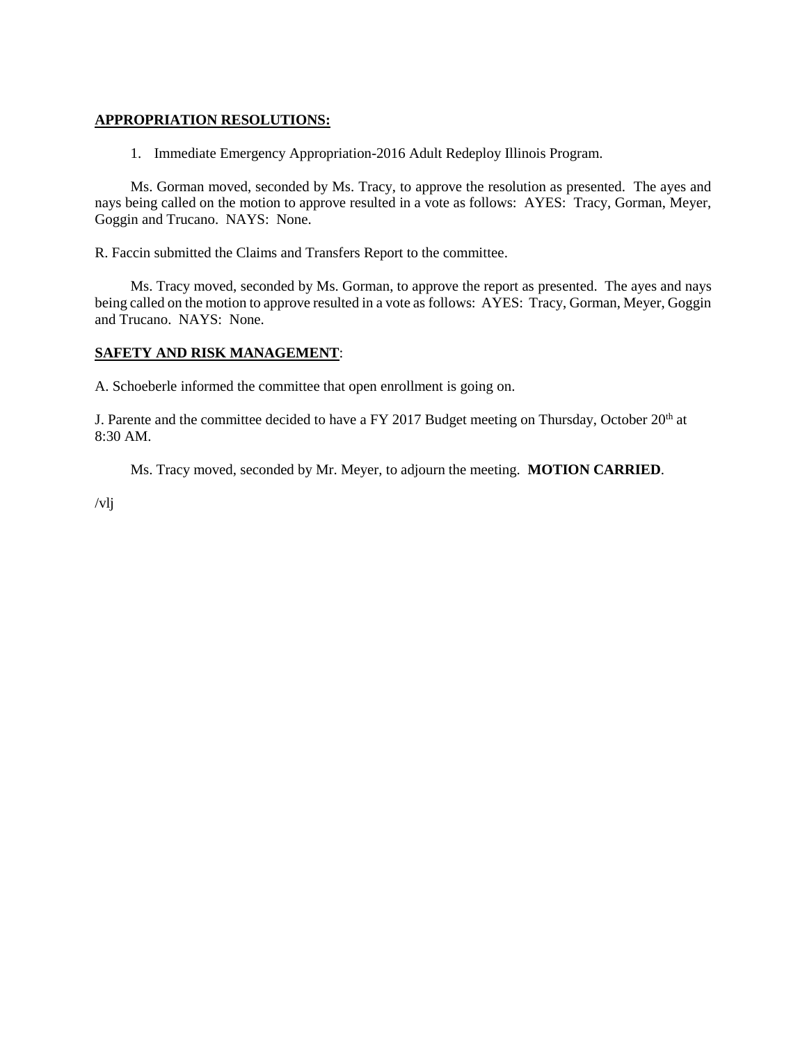**APPROPRIATION RESOLUTIONS:**

1. Immediate Emergency Appropriation-2016 Adult Redeploy Illinois Program.

Ms. Gorman moved, seconded by Ms. Tracy, to approve the resolution as presented. The ayes and nays being called on the motion to approve resulted in a vote as follows: AYES: Tracy, Gorman, Meyer, Goggin and Trucano. NAYS: None.

R. Faccin submitted the Claims and Transfers Report to the committee.

Ms. Tracy moved, seconded by Ms. Gorman, to approve the report as presented. The ayes and nays being called on the motion to approve resulted in a vote as follows: AYES: Tracy, Gorman, Meyer, Goggin and Trucano. NAYS: None.

**SAFETY AND RISK MANAGEMENT**:

A. Schoeberle informed the committee that open enrollment is going on.

J. Parente and the committee decided to have a FY 2017 Budget meeting on Thursday, October 20th at 8:30 AM.

Ms. Tracy moved, seconded by Mr. Meyer, to adjourn the meeting. **MOTION CARRIED**.

/vlj